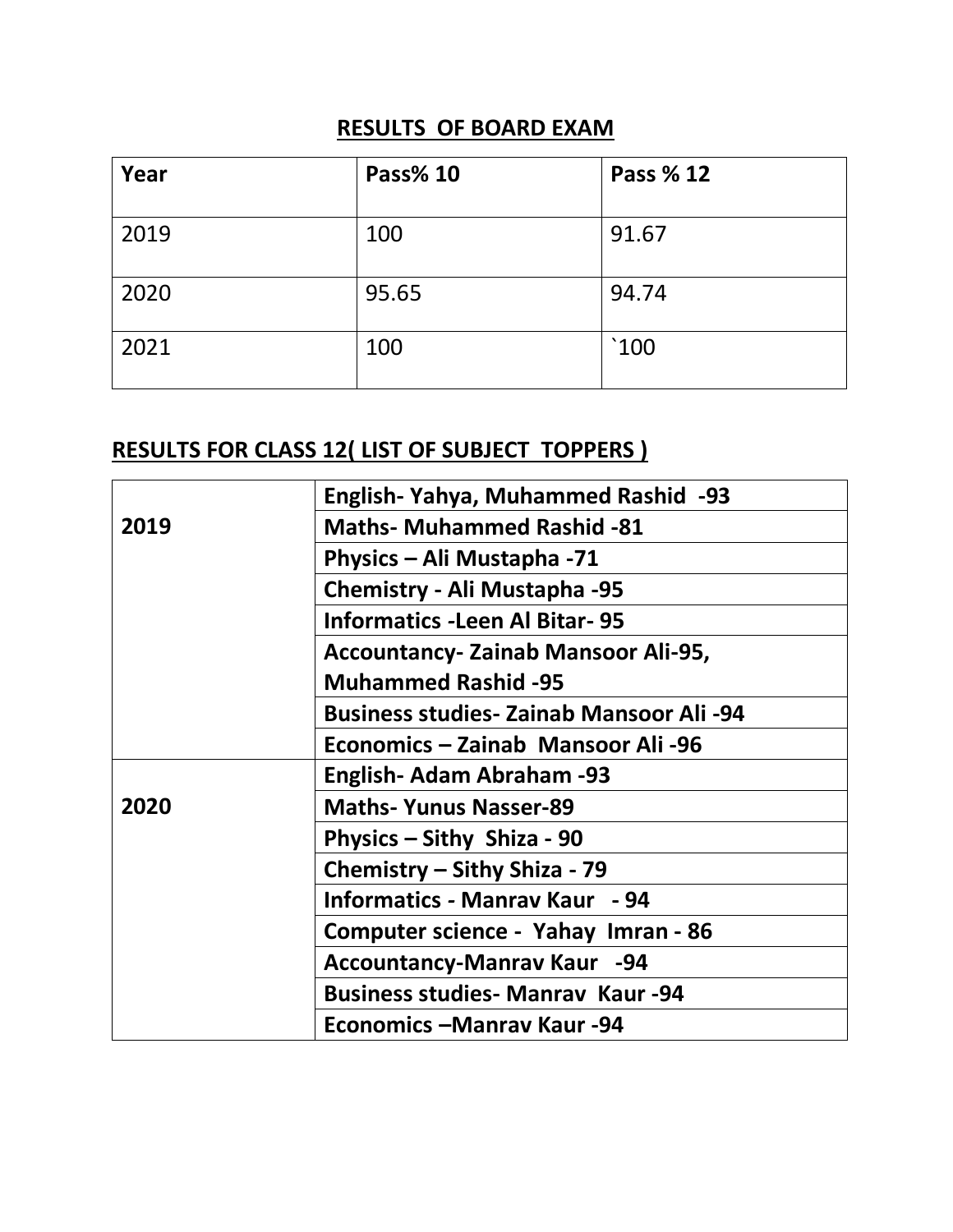## RESULTS OF BOARD EXAM

| Year | Pass% 10 | Pass % 12 |
|---|---|---|
| 2019 | 100 | 91.67 |
| 2020 | 95.65 | 94.74 |
| 2021 | 100 | `100 |

## RESULTS FOR CLASS 12( LIST OF SUBJECT TOPPERS )

| | |
|---|---|
| **2019** | **English- Yahya, Muhammed Rashid -93** |
| | **Maths- Muhammed Rashid -81** |
| | **Physics – Ali Mustapha -71** |
| | **Chemistry - Ali Mustapha -95** |
| | **Informatics -Leen Al Bitar- 95** |
| | **Accountancy- Zainab Mansoor Ali-95, Muhammed Rashid -95** |
| | **Business studies- Zainab Mansoor Ali -94** |
| | **Economics – Zainab Mansoor Ali -96** |
| **2020** | **English- Adam Abraham -93** |
| | **Maths- Yunus Nasser-89** |
| | **Physics – Sithy Shiza - 90** |
| | **Chemistry – Sithy Shiza - 79** |
| | **Informatics - Manrav Kaur - 94** |
| | **Computer science - Yahay Imran - 86** |
| | **Accountancy-Manrav Kaur -94** |
| | **Business studies- Manrav Kaur -94** |
| | **Economics –Manrav Kaur -94** |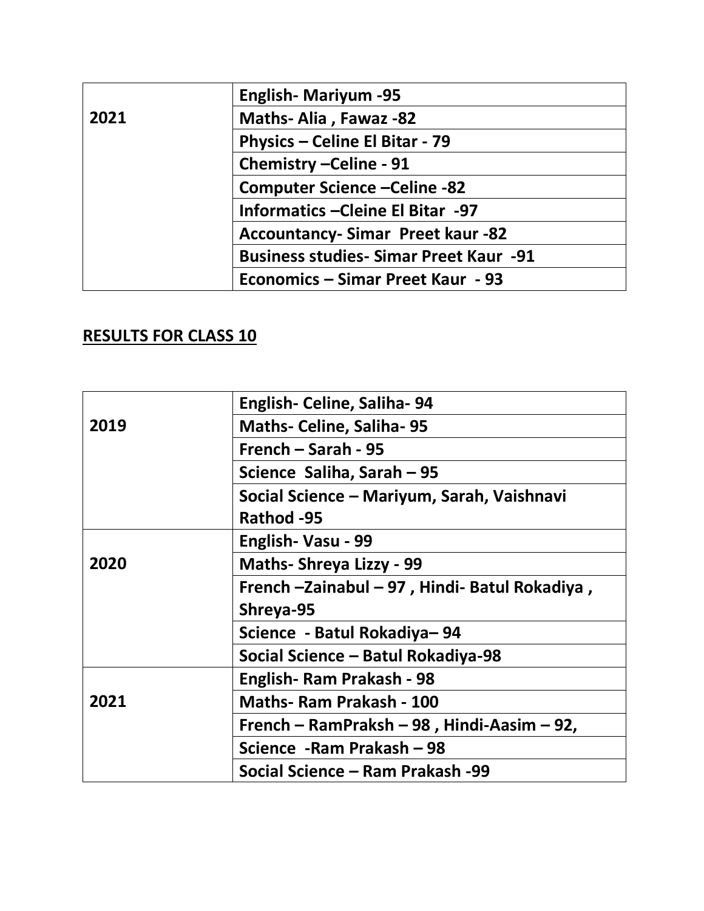| | |
|---|---|
| **2021** | **English- Mariyum -95** |
| | **Maths- Alia , Fawaz -82** |
| | **Physics – Celine El Bitar - 79** |
| | **Chemistry –Celine - 91** |
| | **Computer Science –Celine -82** |
| | **Informatics –Cleine El Bitar -97** |
| | **Accountancy- Simar Preet kaur -82** |
| | **Business studies- Simar Preet Kaur -91** |
| | **Economics – Simar Preet Kaur - 93** |

## RESULTS FOR CLASS 10

| | |
|---|---|
| **2019** | **English- Celine, Saliha- 94** |
| | **Maths- Celine, Saliha- 95** |
| | **French – Sarah - 95** |
| | **Science Saliha, Sarah – 95** |
| | **Social Science – Mariyum, Sarah, Vaishnavi Rathod -95** |
| **2020** | **English- Vasu - 99** |
| | **Maths- Shreya Lizzy - 99** |
| | **French –Zainabul – 97 , Hindi- Batul Rokadiya , Shreya-95** |
| | **Science - Batul Rokadiya– 94** |
| | **Social Science – Batul Rokadiya-98** |
| **2021** | **English- Ram Prakash - 98** |
| | **Maths- Ram Prakash - 100** |
| | **French – RamPraksh – 98 , Hindi-Aasim – 92,** |
| | **Science -Ram Prakash – 98** |
| | **Social Science – Ram Prakash -99** |